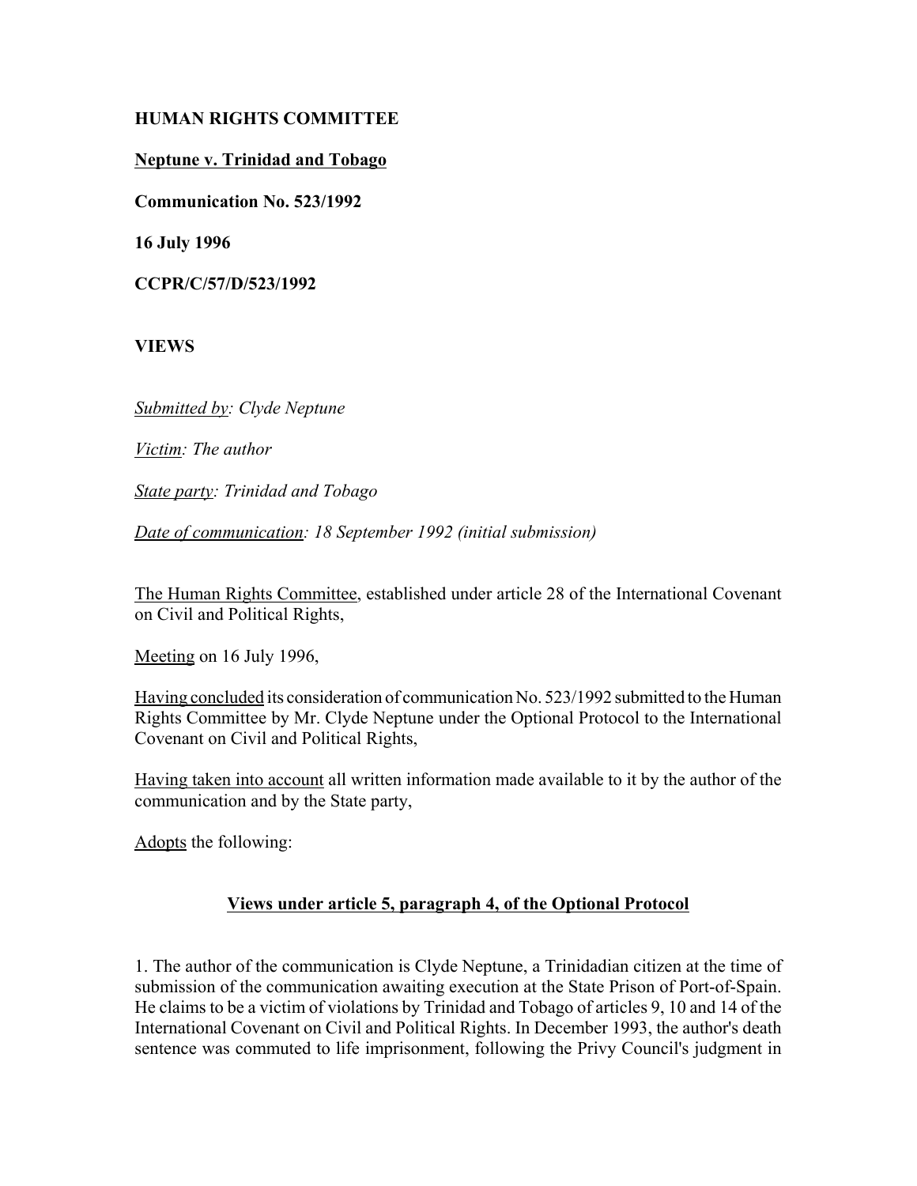**HUMAN RIGHTS COMMITTEE**

**Neptune v. Trinidad and Tobago**

**Communication No. 523/1992**

**16 July 1996**

**CCPR/C/57/D/523/1992**

**VIEWS**

*Submitted by: Clyde Neptune*

*Victim: The author*

*State party: Trinidad and Tobago*

*Date of communication: 18 September 1992 (initial submission)*

The Human Rights Committee, established under article 28 of the International Covenant on Civil and Political Rights,

Meeting on 16 July 1996,

Having concluded its consideration of communication No. 523/1992 submitted to the Human Rights Committee by Mr. Clyde Neptune under the Optional Protocol to the International Covenant on Civil and Political Rights,

Having taken into account all written information made available to it by the author of the communication and by the State party,

Adopts the following:

## Views under article 5, paragraph 4, of the Optional Protocol

1. The author of the communication is Clyde Neptune, a Trinidadian citizen at the time of submission of the communication awaiting execution at the State Prison of Port-of-Spain. He claims to be a victim of violations by Trinidad and Tobago of articles 9, 10 and 14 of the International Covenant on Civil and Political Rights. In December 1993, the author's death sentence was commuted to life imprisonment, following the Privy Council's judgment in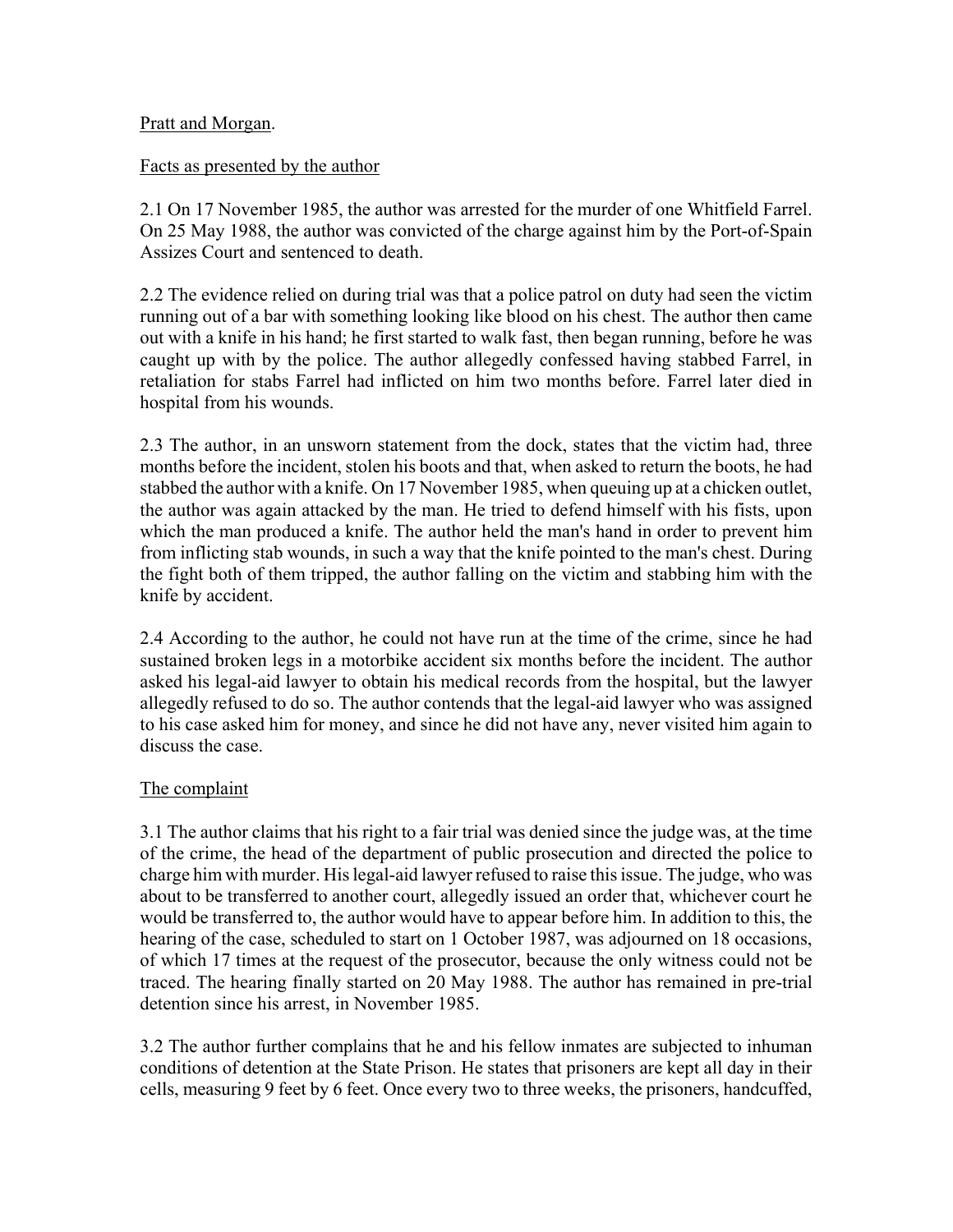Pratt and Morgan.

Facts as presented by the author

2.1 On 17 November 1985, the author was arrested for the murder of one Whitfield Farrel. On 25 May 1988, the author was convicted of the charge against him by the Port-of-Spain Assizes Court and sentenced to death.

2.2 The evidence relied on during trial was that a police patrol on duty had seen the victim running out of a bar with something looking like blood on his chest. The author then came out with a knife in his hand; he first started to walk fast, then began running, before he was caught up with by the police. The author allegedly confessed having stabbed Farrel, in retaliation for stabs Farrel had inflicted on him two months before. Farrel later died in hospital from his wounds.

2.3 The author, in an unsworn statement from the dock, states that the victim had, three months before the incident, stolen his boots and that, when asked to return the boots, he had stabbed the author with a knife. On 17 November 1985, when queuing up at a chicken outlet, the author was again attacked by the man. He tried to defend himself with his fists, upon which the man produced a knife. The author held the man's hand in order to prevent him from inflicting stab wounds, in such a way that the knife pointed to the man's chest. During the fight both of them tripped, the author falling on the victim and stabbing him with the knife by accident.

2.4 According to the author, he could not have run at the time of the crime, since he had sustained broken legs in a motorbike accident six months before the incident. The author asked his legal-aid lawyer to obtain his medical records from the hospital, but the lawyer allegedly refused to do so. The author contends that the legal-aid lawyer who was assigned to his case asked him for money, and since he did not have any, never visited him again to discuss the case.

The complaint

3.1 The author claims that his right to a fair trial was denied since the judge was, at the time of the crime, the head of the department of public prosecution and directed the police to charge him with murder. His legal-aid lawyer refused to raise this issue. The judge, who was about to be transferred to another court, allegedly issued an order that, whichever court he would be transferred to, the author would have to appear before him. In addition to this, the hearing of the case, scheduled to start on 1 October 1987, was adjourned on 18 occasions, of which 17 times at the request of the prosecutor, because the only witness could not be traced. The hearing finally started on 20 May 1988. The author has remained in pre-trial detention since his arrest, in November 1985.

3.2 The author further complains that he and his fellow inmates are subjected to inhuman conditions of detention at the State Prison. He states that prisoners are kept all day in their cells, measuring 9 feet by 6 feet. Once every two to three weeks, the prisoners, handcuffed,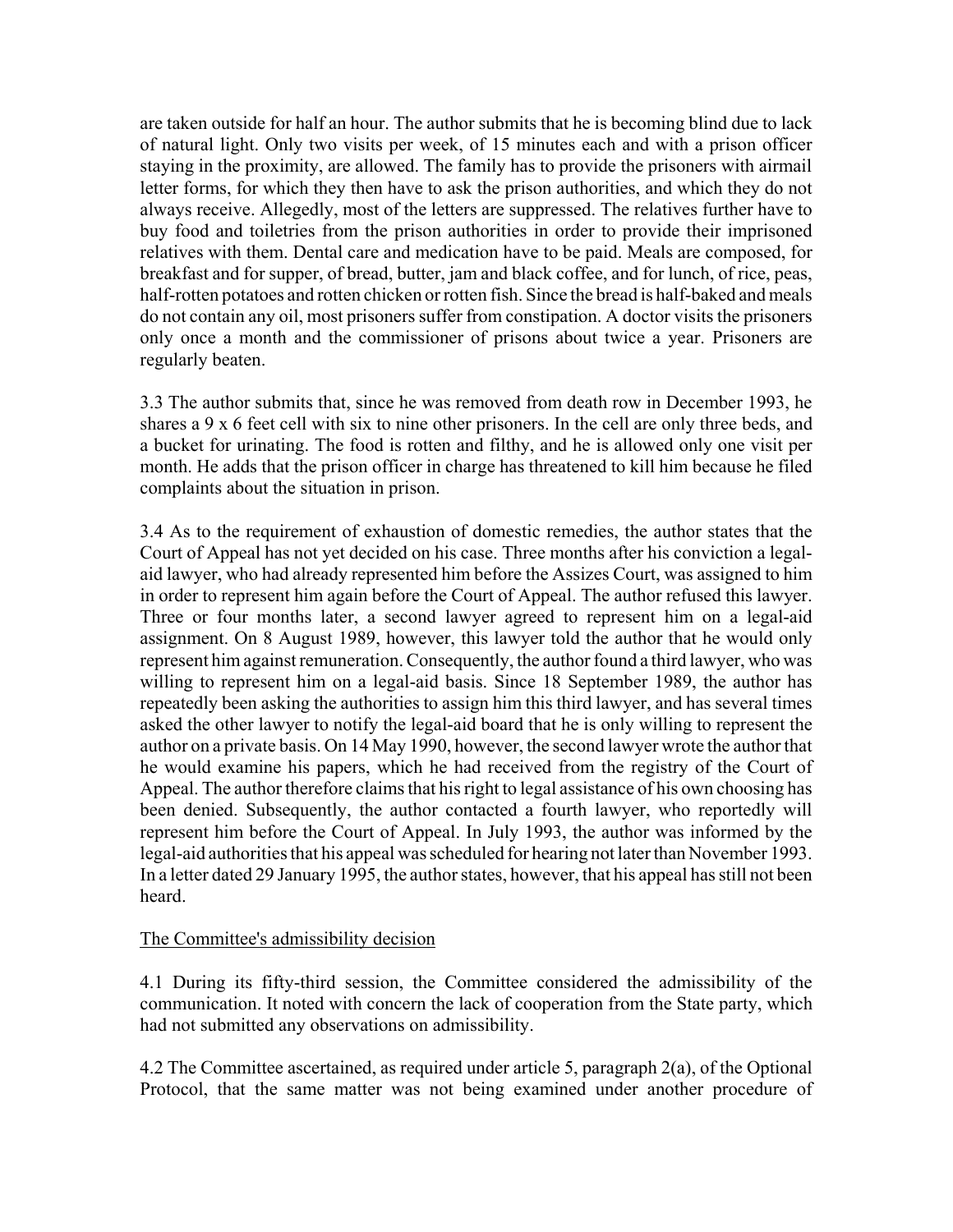are taken outside for half an hour. The author submits that he is becoming blind due to lack of natural light. Only two visits per week, of 15 minutes each and with a prison officer staying in the proximity, are allowed. The family has to provide the prisoners with airmail letter forms, for which they then have to ask the prison authorities, and which they do not always receive. Allegedly, most of the letters are suppressed. The relatives further have to buy food and toiletries from the prison authorities in order to provide their imprisoned relatives with them. Dental care and medication have to be paid. Meals are composed, for breakfast and for supper, of bread, butter, jam and black coffee, and for lunch, of rice, peas, half-rotten potatoes and rotten chicken or rotten fish. Since the bread is half-baked and meals do not contain any oil, most prisoners suffer from constipation. A doctor visits the prisoners only once a month and the commissioner of prisons about twice a year. Prisoners are regularly beaten.

3.3 The author submits that, since he was removed from death row in December 1993, he shares a 9 x 6 feet cell with six to nine other prisoners. In the cell are only three beds, and a bucket for urinating. The food is rotten and filthy, and he is allowed only one visit per month. He adds that the prison officer in charge has threatened to kill him because he filed complaints about the situation in prison.

3.4 As to the requirement of exhaustion of domestic remedies, the author states that the Court of Appeal has not yet decided on his case. Three months after his conviction a legal-aid lawyer, who had already represented him before the Assizes Court, was assigned to him in order to represent him again before the Court of Appeal. The author refused this lawyer. Three or four months later, a second lawyer agreed to represent him on a legal-aid assignment. On 8 August 1989, however, this lawyer told the author that he would only represent him against remuneration. Consequently, the author found a third lawyer, who was willing to represent him on a legal-aid basis. Since 18 September 1989, the author has repeatedly been asking the authorities to assign him this third lawyer, and has several times asked the other lawyer to notify the legal-aid board that he is only willing to represent the author on a private basis. On 14 May 1990, however, the second lawyer wrote the author that he would examine his papers, which he had received from the registry of the Court of Appeal. The author therefore claims that his right to legal assistance of his own choosing has been denied. Subsequently, the author contacted a fourth lawyer, who reportedly will represent him before the Court of Appeal. In July 1993, the author was informed by the legal-aid authorities that his appeal was scheduled for hearing not later than November 1993. In a letter dated 29 January 1995, the author states, however, that his appeal has still not been heard.

The Committee's admissibility decision

4.1 During its fifty-third session, the Committee considered the admissibility of the communication. It noted with concern the lack of cooperation from the State party, which had not submitted any observations on admissibility.

4.2 The Committee ascertained, as required under article 5, paragraph 2(a), of the Optional Protocol, that the same matter was not being examined under another procedure of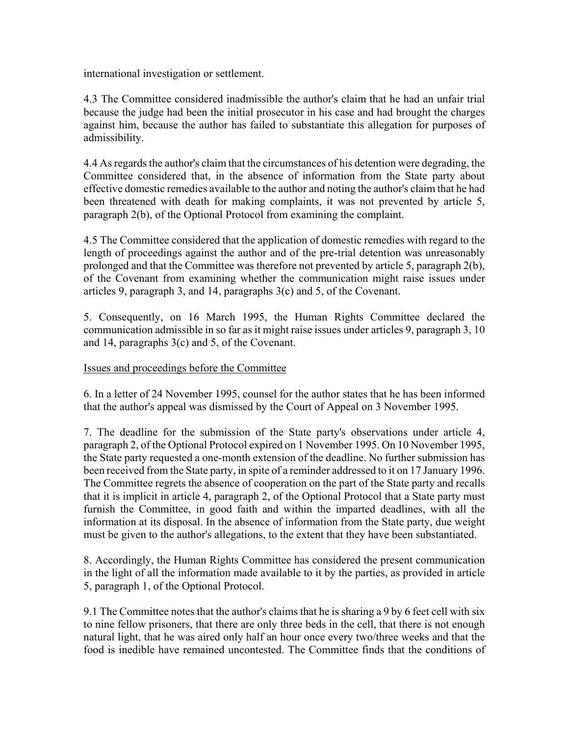international investigation or settlement.

4.3 The Committee considered inadmissible the author's claim that he had an unfair trial because the judge had been the initial prosecutor in his case and had brought the charges against him, because the author has failed to substantiate this allegation for purposes of admissibility.

4.4 As regards the author's claim that the circumstances of his detention were degrading, the Committee considered that, in the absence of information from the State party about effective domestic remedies available to the author and noting the author's claim that he had been threatened with death for making complaints, it was not prevented by article 5, paragraph 2(b), of the Optional Protocol from examining the complaint.

4.5 The Committee considered that the application of domestic remedies with regard to the length of proceedings against the author and of the pre-trial detention was unreasonably prolonged and that the Committee was therefore not prevented by article 5, paragraph 2(b), of the Covenant from examining whether the communication might raise issues under articles 9, paragraph 3, and 14, paragraphs 3(c) and 5, of the Covenant.

5. Consequently, on 16 March 1995, the Human Rights Committee declared the communication admissible in so far as it might raise issues under articles 9, paragraph 3, 10 and 14, paragraphs 3(c) and 5, of the Covenant.

Issues and proceedings before the Committee

6. In a letter of 24 November 1995, counsel for the author states that he has been informed that the author's appeal was dismissed by the Court of Appeal on 3 November 1995.

7. The deadline for the submission of the State party's observations under article 4, paragraph 2, of the Optional Protocol expired on 1 November 1995. On 10 November 1995, the State party requested a one-month extension of the deadline. No further submission has been received from the State party, in spite of a reminder addressed to it on 17 January 1996. The Committee regrets the absence of cooperation on the part of the State party and recalls that it is implicit in article 4, paragraph 2, of the Optional Protocol that a State party must furnish the Committee, in good faith and within the imparted deadlines, with all the information at its disposal. In the absence of information from the State party, due weight must be given to the author's allegations, to the extent that they have been substantiated.

8. Accordingly, the Human Rights Committee has considered the present communication in the light of all the information made available to it by the parties, as provided in article 5, paragraph 1, of the Optional Protocol.

9.1 The Committee notes that the author's claims that he is sharing a 9 by 6 feet cell with six to nine fellow prisoners, that there are only three beds in the cell, that there is not enough natural light, that he was aired only half an hour once every two/three weeks and that the food is inedible have remained uncontested. The Committee finds that the conditions of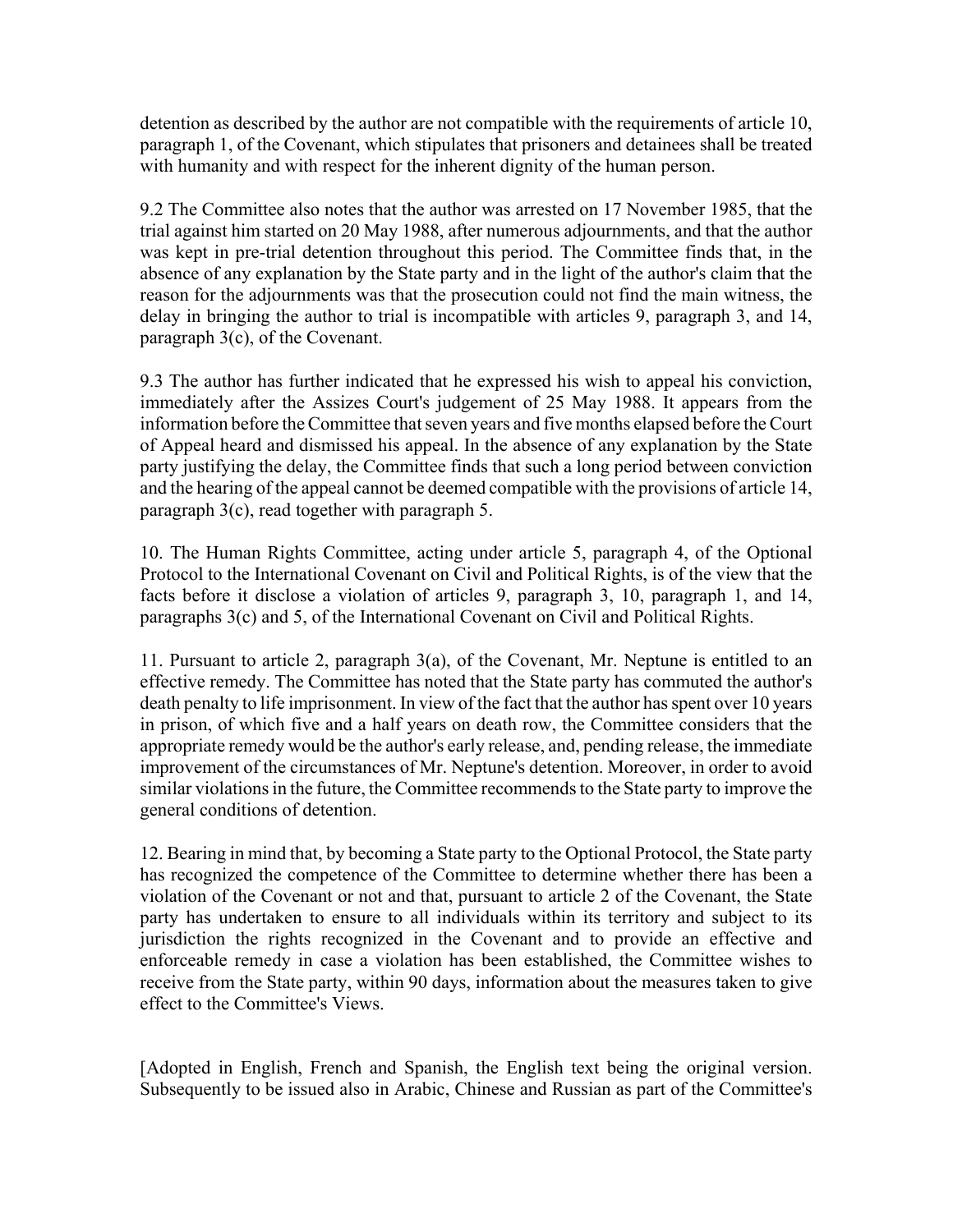detention as described by the author are not compatible with the requirements of article 10, paragraph 1, of the Covenant, which stipulates that prisoners and detainees shall be treated with humanity and with respect for the inherent dignity of the human person.

9.2 The Committee also notes that the author was arrested on 17 November 1985, that the trial against him started on 20 May 1988, after numerous adjournments, and that the author was kept in pre-trial detention throughout this period. The Committee finds that, in the absence of any explanation by the State party and in the light of the author's claim that the reason for the adjournments was that the prosecution could not find the main witness, the delay in bringing the author to trial is incompatible with articles 9, paragraph 3, and 14, paragraph 3(c), of the Covenant.

9.3 The author has further indicated that he expressed his wish to appeal his conviction, immediately after the Assizes Court's judgement of 25 May 1988. It appears from the information before the Committee that seven years and five months elapsed before the Court of Appeal heard and dismissed his appeal. In the absence of any explanation by the State party justifying the delay, the Committee finds that such a long period between conviction and the hearing of the appeal cannot be deemed compatible with the provisions of article 14, paragraph 3(c), read together with paragraph 5.

10. The Human Rights Committee, acting under article 5, paragraph 4, of the Optional Protocol to the International Covenant on Civil and Political Rights, is of the view that the facts before it disclose a violation of articles 9, paragraph 3, 10, paragraph 1, and 14, paragraphs 3(c) and 5, of the International Covenant on Civil and Political Rights.

11. Pursuant to article 2, paragraph 3(a), of the Covenant, Mr. Neptune is entitled to an effective remedy. The Committee has noted that the State party has commuted the author's death penalty to life imprisonment. In view of the fact that the author has spent over 10 years in prison, of which five and a half years on death row, the Committee considers that the appropriate remedy would be the author's early release, and, pending release, the immediate improvement of the circumstances of Mr. Neptune's detention. Moreover, in order to avoid similar violations in the future, the Committee recommends to the State party to improve the general conditions of detention.

12. Bearing in mind that, by becoming a State party to the Optional Protocol, the State party has recognized the competence of the Committee to determine whether there has been a violation of the Covenant or not and that, pursuant to article 2 of the Covenant, the State party has undertaken to ensure to all individuals within its territory and subject to its jurisdiction the rights recognized in the Covenant and to provide an effective and enforceable remedy in case a violation has been established, the Committee wishes to receive from the State party, within 90 days, information about the measures taken to give effect to the Committee's Views.

[Adopted in English, French and Spanish, the English text being the original version. Subsequently to be issued also in Arabic, Chinese and Russian as part of the Committee's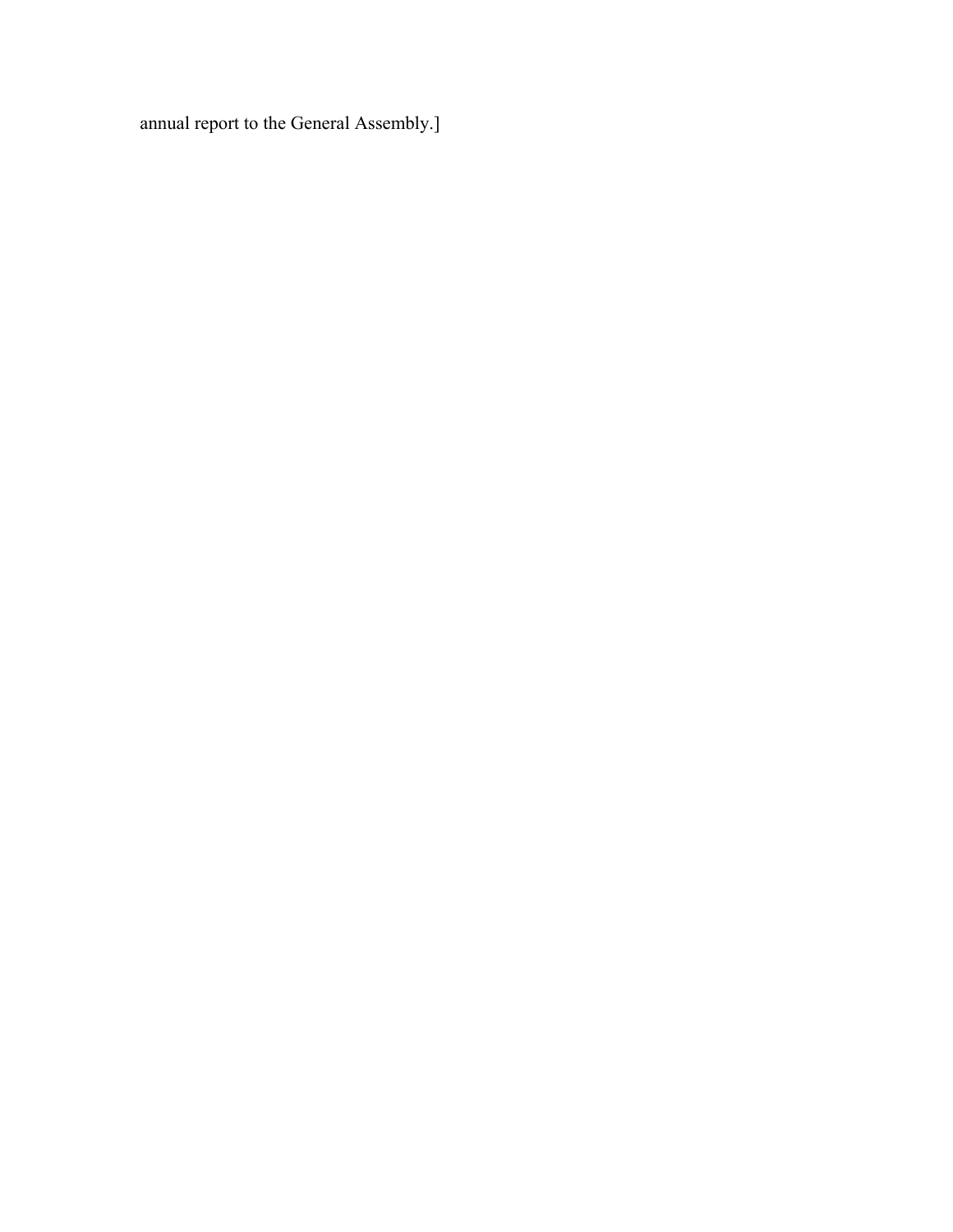annual report to the General Assembly.]